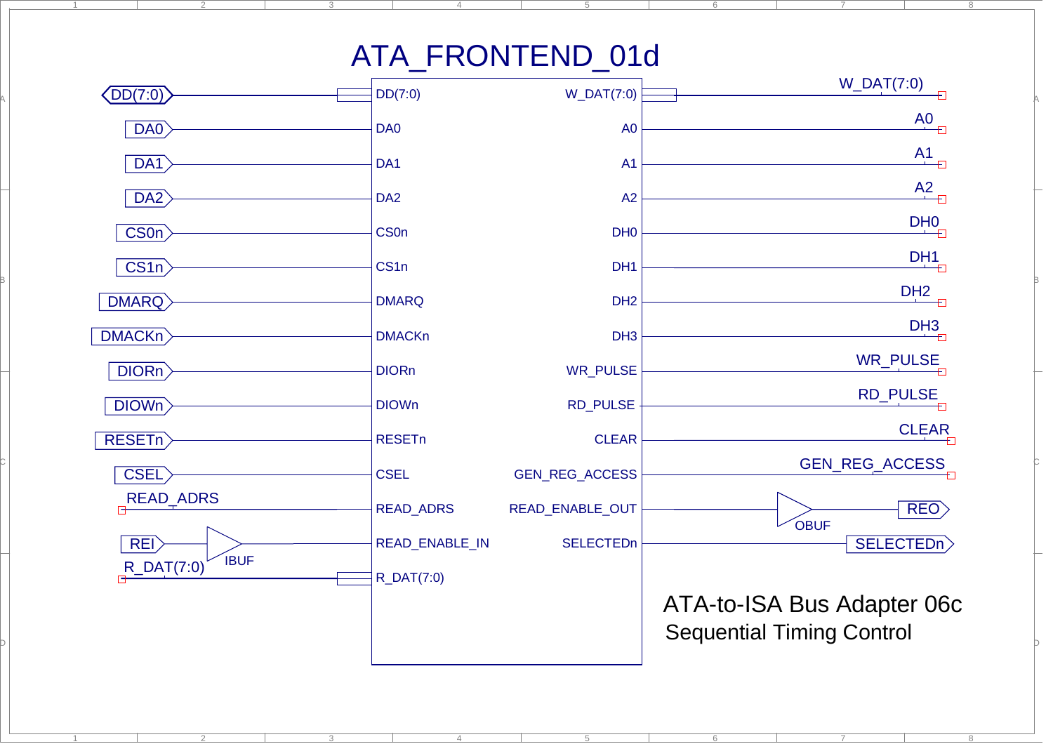# ATA_FRONTEND_01d

| Input Signal | Block Input Pin | Block Output Pin | Output Signal |
|---|---|---|---|
| DD(7:0) | DD(7:0) | W_DAT(7:0) | W_DAT(7:0) |
| DA0 | DA0 | A0 | A0 |
| DA1 | DA1 | A1 | A1 |
| DA2 | DA2 | A2 | A2 |
| CS0n | CS0n | DH0 | DH0 |
| CS1n | CS1n | DH1 | DH1 |
| DMARQ | DMARQ | DH2 | DH2 |
| DMACKn | DMACKn | DH3 | DH3 |
| DIORn | DIORn | WR_PULSE | WR_PULSE |
| DIOWn | DIOWn | RD_PULSE | RD_PULSE |
| RESETn | RESETn | CLEAR | CLEAR |
| CSEL | CSEL | GEN_REG_ACCESS | GEN_REG_ACCESS |
| READ_ADRS | READ_ADRS | READ_ENABLE_OUT | OBUF → REO |
| REI → IBUF | READ_ENABLE_IN | SELECTEDn | SELECTEDn |
| R_DAT(7:0) | R_DAT(7:0) | | |

ATA-to-ISA Bus Adapter 06c

Sequential Timing Control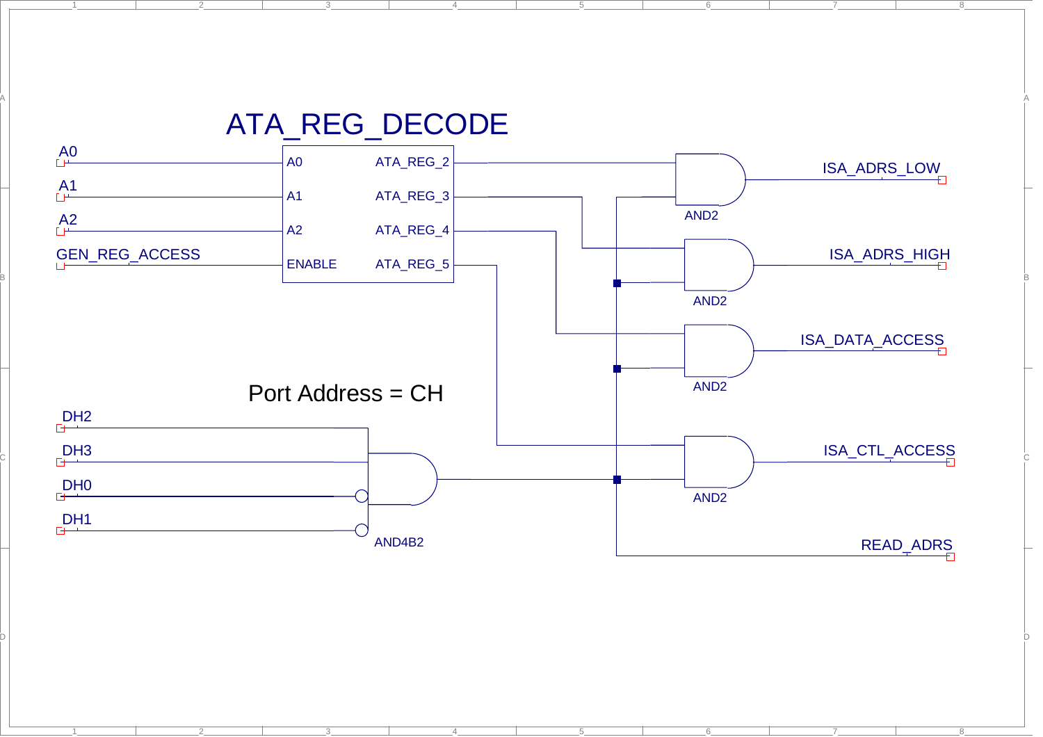# ATA_REG_DECODE

Port Address = CH

A0
A1
A2
GEN_REG_ACCESS

A0
A1
A2
ENABLE

ATA_REG_2
ATA_REG_3
ATA_REG_4
ATA_REG_5

AND2
AND2
AND2
AND2

ISA_ADRS_LOW
ISA_ADRS_HIGH
ISA_DATA_ACCESS
ISA_CTL_ACCESS
READ_ADRS

DH2
DH3
DH0
DH1

AND4B2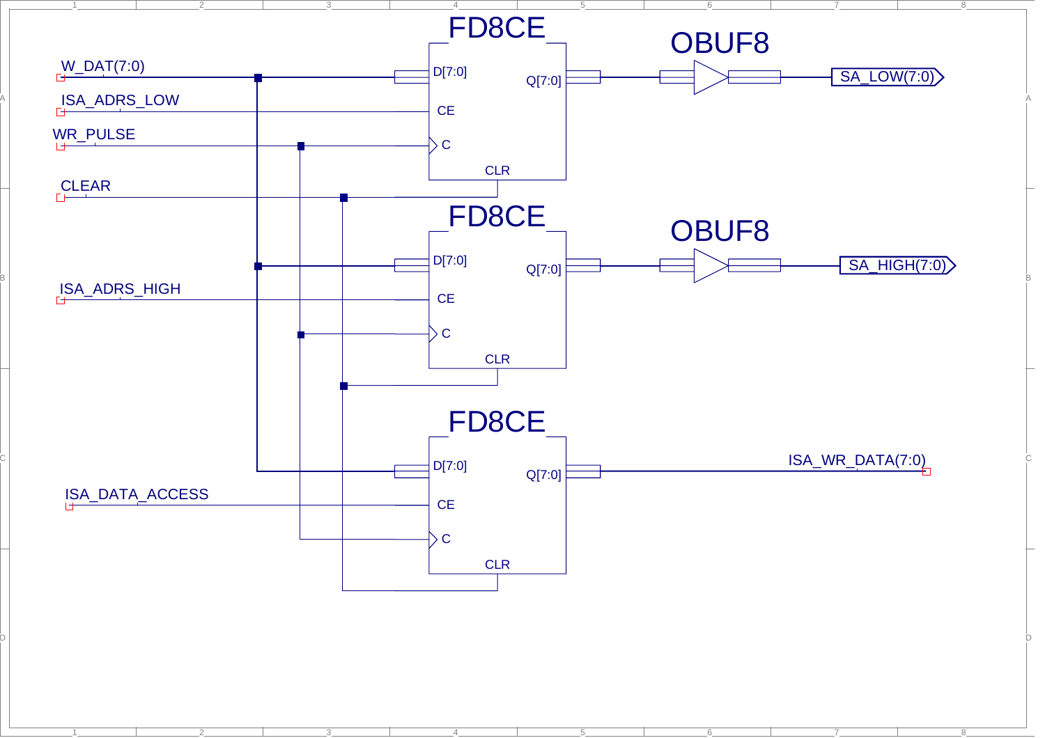W_DAT(7:0)

ISA_ADRS_LOW

WR_PULSE

CLEAR

ISA_ADRS_HIGH

ISA_DATA_ACCESS

FD8CE

D[7:0]

CE

C

CLR

Q[7:0]

OBUF8

SA_LOW(7:0)

FD8CE

D[7:0]

CE

C

CLR

Q[7:0]

OBUF8

SA_HIGH(7:0)

FD8CE

D[7:0]

CE

C

CLR

Q[7:0]

ISA_WR_DATA(7:0)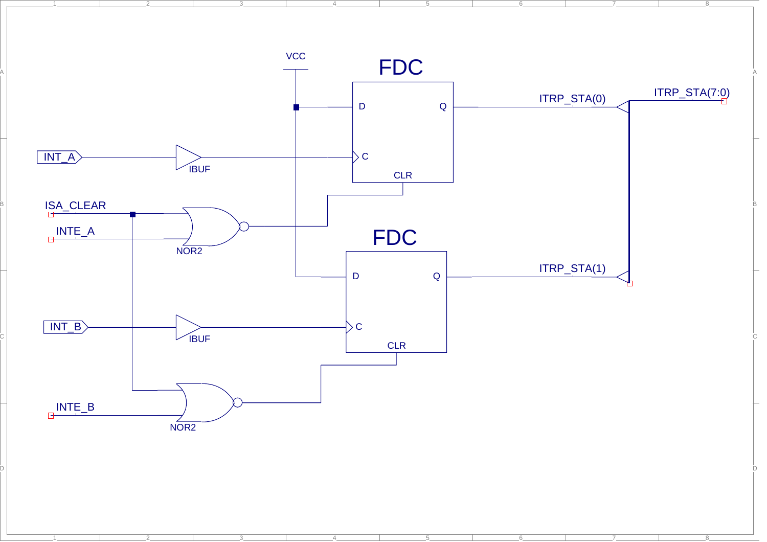VCC

FDC

D Q

C

CLR

ITRP_STA(0)

ITRP_STA(7:0)

INT_A

IBUF

ISA_CLEAR

INTE_A

NOR2

FDC

D Q

ITRP_STA(1)

INT_B

IBUF

C

CLR

INTE_B

NOR2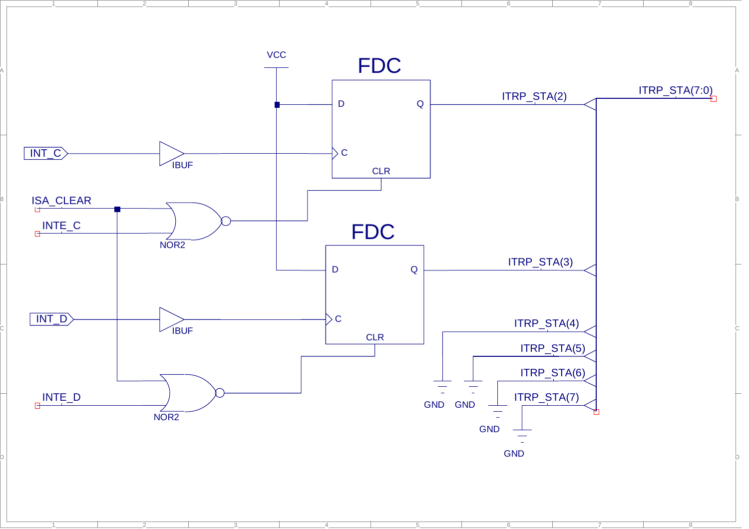VCC

FDC

D Q

INT_C

IBUF

C

CLR

ITRP_STA(2)

ITRP_STA(7:0)

ISA_CLEAR

INTE_C

NOR2

FDC

D Q

ITRP_STA(3)

INT_D

IBUF

C

CLR

ITRP_STA(4)

ITRP_STA(5)

ITRP_STA(6)

INTE_D

NOR2

ITRP_STA(7)

GND GND

GND

GND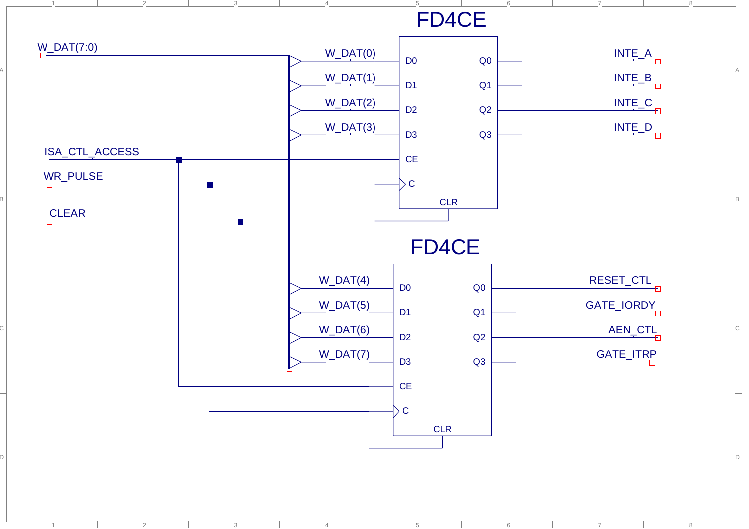# FD4CE

| Input | Pin | Pin | Output |
|---|---|---|---|
| W_DAT(0) | D0 | Q0 | INTE_A |
| W_DAT(1) | D1 | Q1 | INTE_B |
| W_DAT(2) | D2 | Q2 | INTE_C |
| W_DAT(3) | D3 | Q3 | INTE_D |
| ISA_CTL_ACCESS | CE | | |
| WR_PULSE | C | | |
| CLEAR | CLR | | |

# FD4CE

| Input | Pin | Pin | Output |
|---|---|---|---|
| W_DAT(4) | D0 | Q0 | RESET_CTL |
| W_DAT(5) | D1 | Q1 | GATE_IORDY |
| W_DAT(6) | D2 | Q2 | AEN_CTL |
| W_DAT(7) | D3 | Q3 | GATE_ITRP |
| ISA_CTL_ACCESS | CE | | |
| WR_PULSE | C | | |
| CLEAR | CLR | | |

W_DAT(7:0)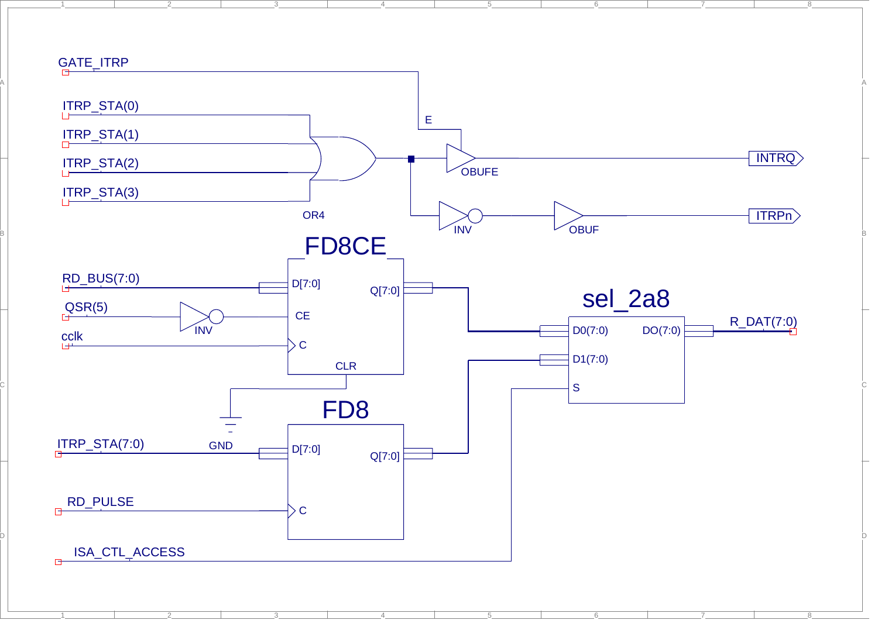GATE_ITRP

ITRP_STA(0)

ITRP_STA(1)

ITRP_STA(2)

ITRP_STA(3)

OR4

E

OBUFE

INTRQ

INV

OBUF

ITRPn

FD8CE

RD_BUS(7:0)

D[7:0]

Q[7:0]

QSR(5)

INV

CE

cclk

C

CLR

sel_2a8

D0(7:0)

DO(7:0)

R_DAT(7:0)

D1(7:0)

S

GND

FD8

ITRP_STA(7:0)

D[7:0]

Q[7:0]

RD_PULSE

C

ISA_CTL_ACCESS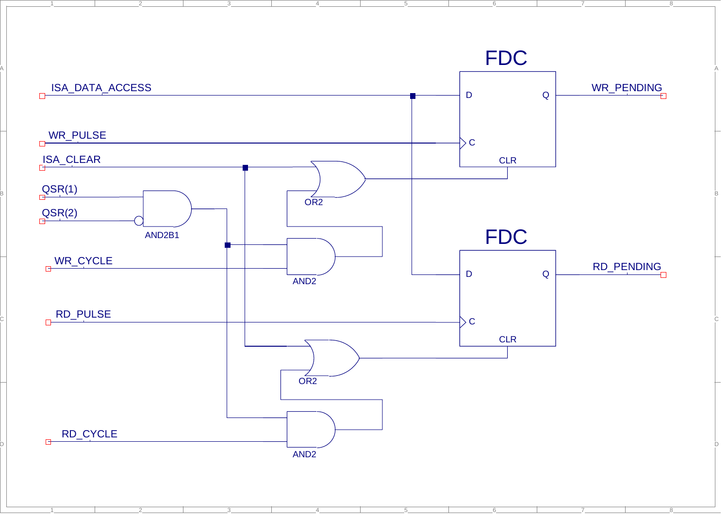ISA_DATA_ACCESS

WR_PULSE

ISA_CLEAR

QSR(1)

QSR(2)

AND2B1

OR2

AND2

WR_CYCLE

RD_PULSE

OR2

AND2

RD_CYCLE

FDC

D Q

C

CLR

WR_PENDING

FDC

D Q

C

CLR

RD_PENDING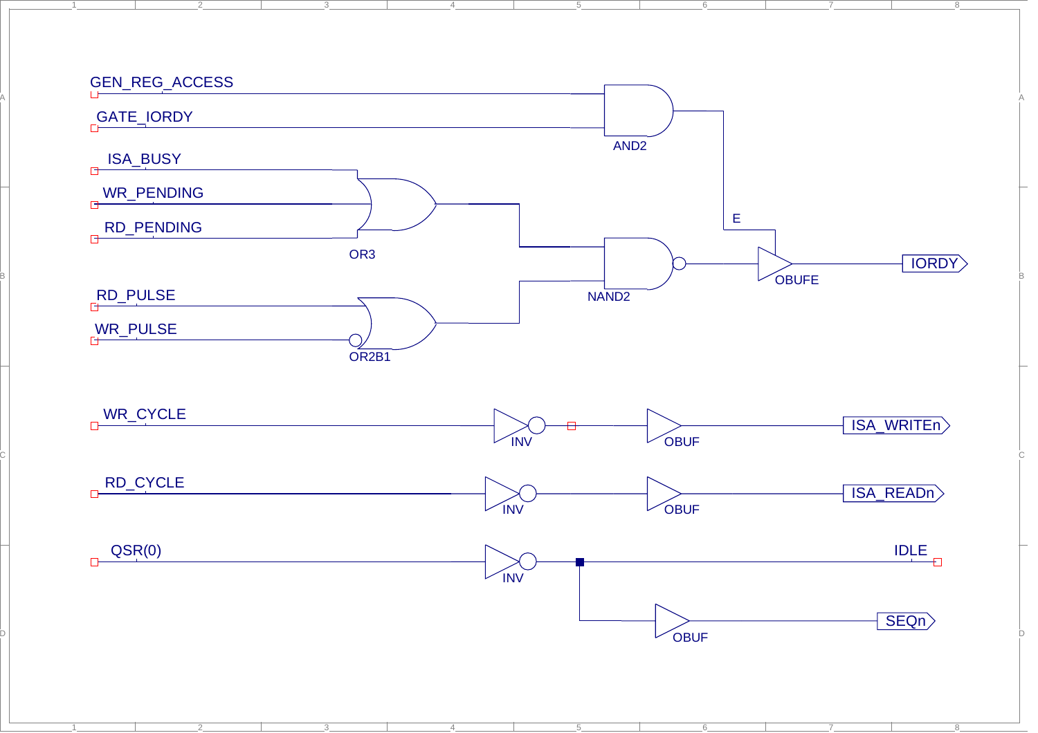GEN_REG_ACCESS

GATE_IORDY

AND2

ISA_BUSY

WR_PENDING

RD_PENDING

OR3

E

NAND2

OBUFE

IORDY

RD_PULSE

WR_PULSE

OR2B1

WR_CYCLE

INV

OBUF

ISA_WRITEn

RD_CYCLE

INV

OBUF

ISA_READn

QSR(0)

INV

IDLE

OBUF

SEQn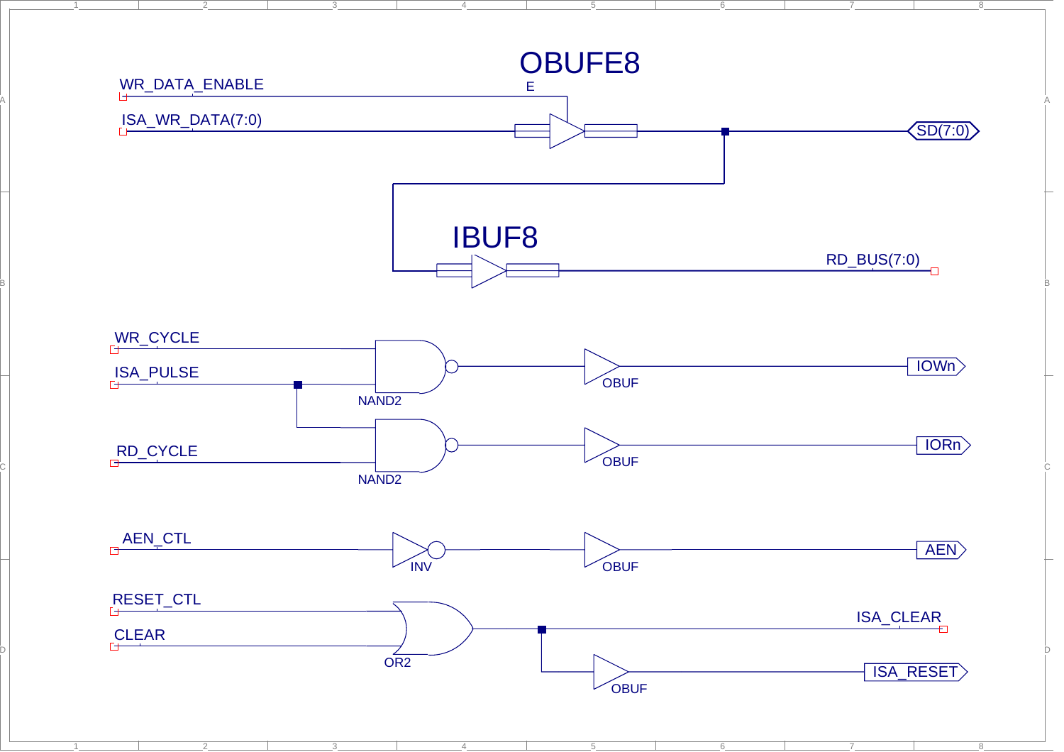OBUFE8

WR_DATA_ENABLE

E

ISA_WR_DATA(7:0)

SD(7:0)

IBUF8

RD_BUS(7:0)

WR_CYCLE

ISA_PULSE

NAND2

OBUF

IOWn

RD_CYCLE

NAND2

OBUF

IORn

AEN_CTL

INV

OBUF

AEN

RESET_CTL

CLEAR

OR2

ISA_CLEAR

OBUF

ISA_RESET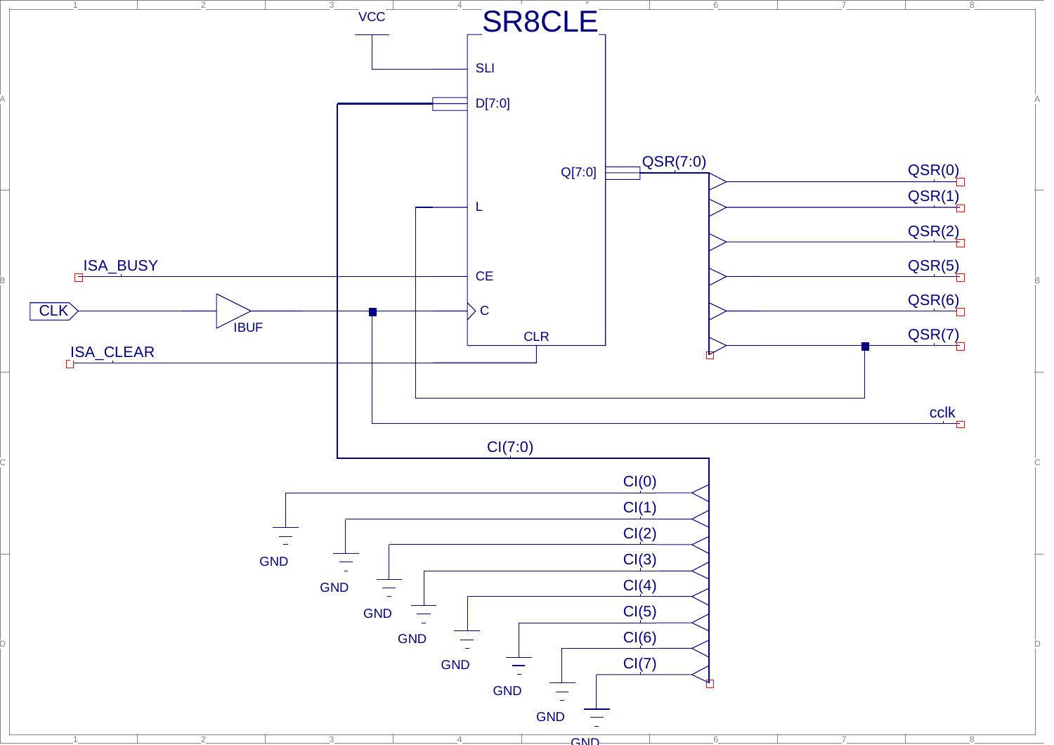SR8CLE

VCC

SLI

D[7:0]

Q[7:0]

QSR(7:0)

QSR(0)

QSR(1)

QSR(2)

L

QSR(5)

ISA_BUSY

CE

QSR(6)

CLK

C

IBUF

CLR

QSR(7)

ISA_CLEAR

cclk

CI(7:0)

CI(0)

CI(1)

CI(2)

CI(3)

CI(4)

CI(5)

CI(6)

CI(7)

GND

GND

GND

GND

GND

GND

GND

GND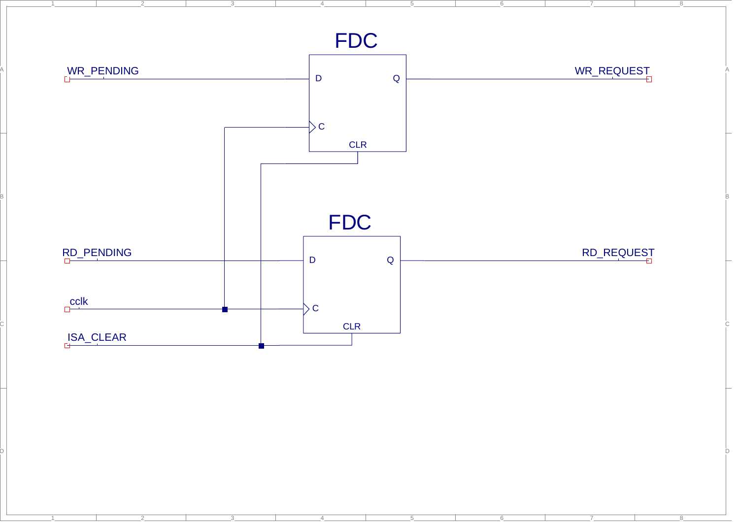FDC

WR_PENDING

D

Q

WR_REQUEST

C

CLR

FDC

RD_PENDING

D

Q

RD_REQUEST

cclk

C

CLR

ISA_CLEAR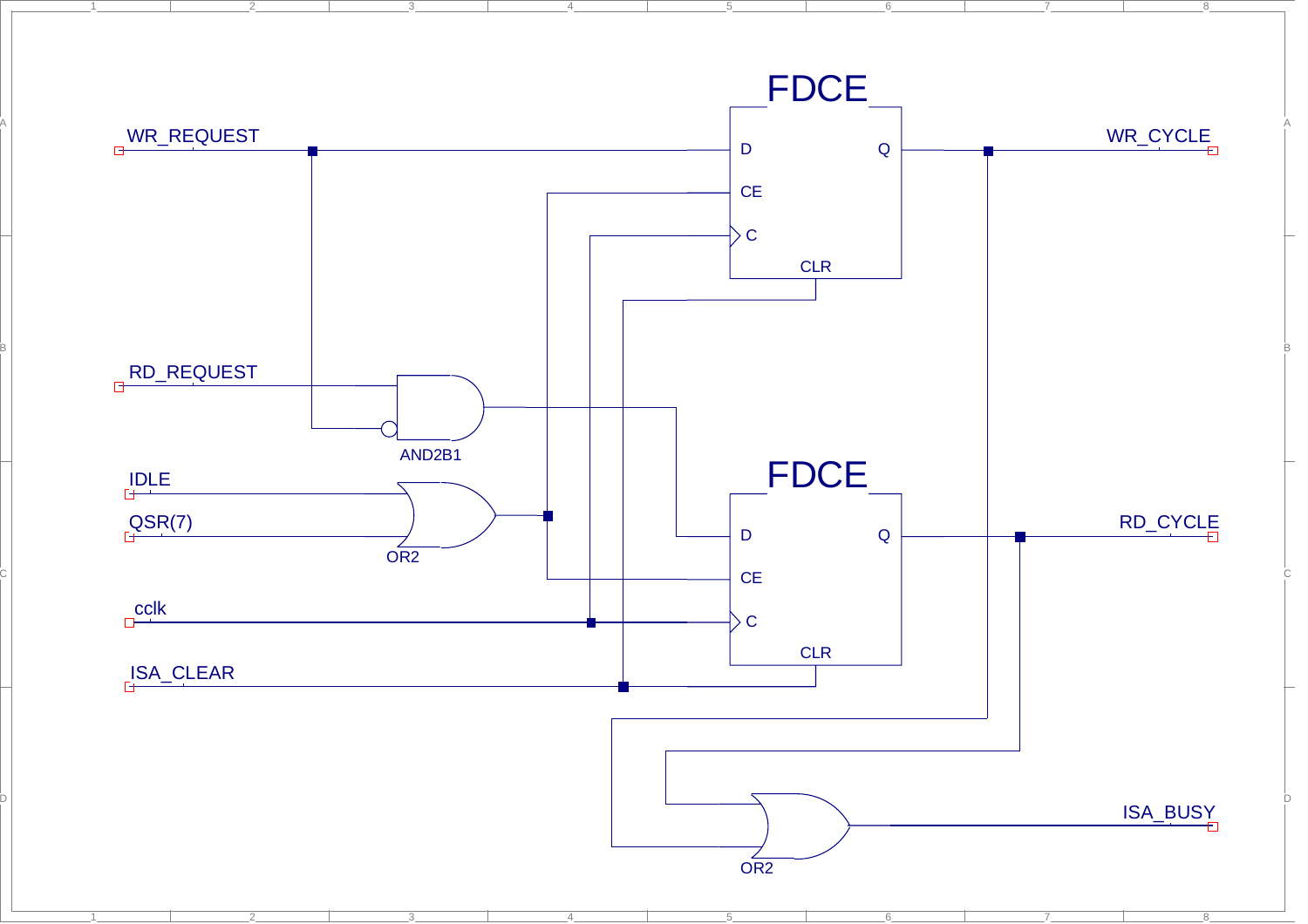FDCE

WR_REQUEST

D

Q

WR_CYCLE

CE

C

CLR

RD_REQUEST

AND2B1

FDCE

IDLE

QSR(7)

OR2

D

Q

RD_CYCLE

CE

cclk

C

CLR

ISA_CLEAR

ISA_BUSY

OR2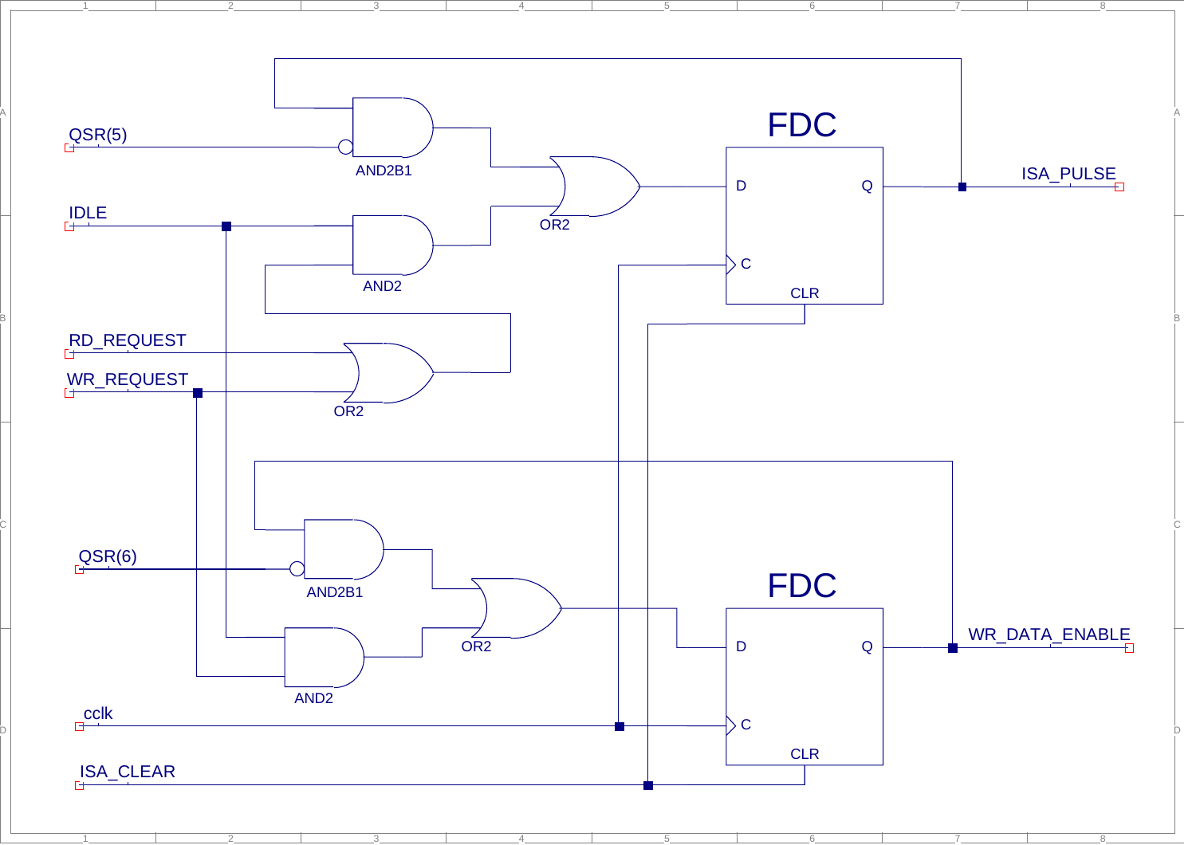FDC

D

Q

C

CLR

FDC

D

Q

C

CLR

QSR(5)

AND2B1

IDLE

AND2

OR2

RD_REQUEST

WR_REQUEST

OR2

ISA_PULSE

QSR(6)

AND2B1

OR2

AND2

WR_DATA_ENABLE

cclk

ISA_CLEAR